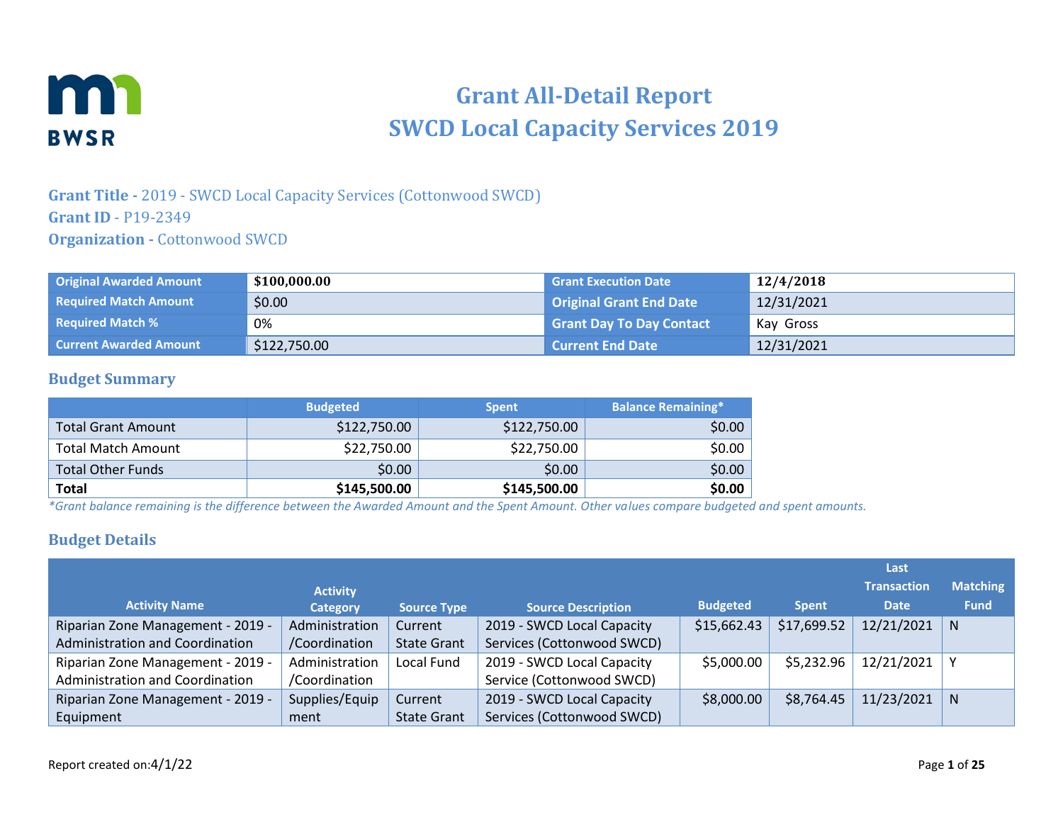# Grant All-Detail Report
# SWCD Local Capacity Services 2019

**Grant Title -** 2019 - SWCD Local Capacity Services (Cottonwood SWCD)
**Grant ID** - P19-2349
**Organization -** Cottonwood SWCD

| Original Awarded Amount | $100,000.00 | Grant Execution Date | 12/4/2018 |
|---|---|---|---|
| Required Match Amount | $0.00 | Original Grant End Date | 12/31/2021 |
| Required Match % | 0% | Grant Day To Day Contact | Kay Gross |
| Current Awarded Amount | $122,750.00 | Current End Date | 12/31/2021 |

## Budget Summary

| | Budgeted | Spent | Balance Remaining* |
|---|---|---|---|
| Total Grant Amount | $122,750.00 | $122,750.00 | $0.00 |
| Total Match Amount | $22,750.00 | $22,750.00 | $0.00 |
| Total Other Funds | $0.00 | $0.00 | $0.00 |
| **Total** | **$145,500.00** | **$145,500.00** | **$0.00** |

*\*Grant balance remaining is the difference between the Awarded Amount and the Spent Amount. Other values compare budgeted and spent amounts.*

## Budget Details

| Activity Name | Activity Category | Source Type | Source Description | Budgeted | Spent | Last Transaction Date | Matching Fund |
|---|---|---|---|---|---|---|---|
| Riparian Zone Management - 2019 - Administration and Coordination | Administration /Coordination | Current State Grant | 2019 - SWCD Local Capacity Services (Cottonwood SWCD) | $15,662.43 | $17,699.52 | 12/21/2021 | N |
| Riparian Zone Management - 2019 - Administration and Coordination | Administration /Coordination | Local Fund | 2019 - SWCD Local Capacity Service (Cottonwood SWCD) | $5,000.00 | $5,232.96 | 12/21/2021 | Y |
| Riparian Zone Management - 2019 - Equipment | Supplies/Equipment | Current State Grant | 2019 - SWCD Local Capacity Services (Cottonwood SWCD) | $8,000.00 | $8,764.45 | 11/23/2021 | N |

Report created on:4/1/22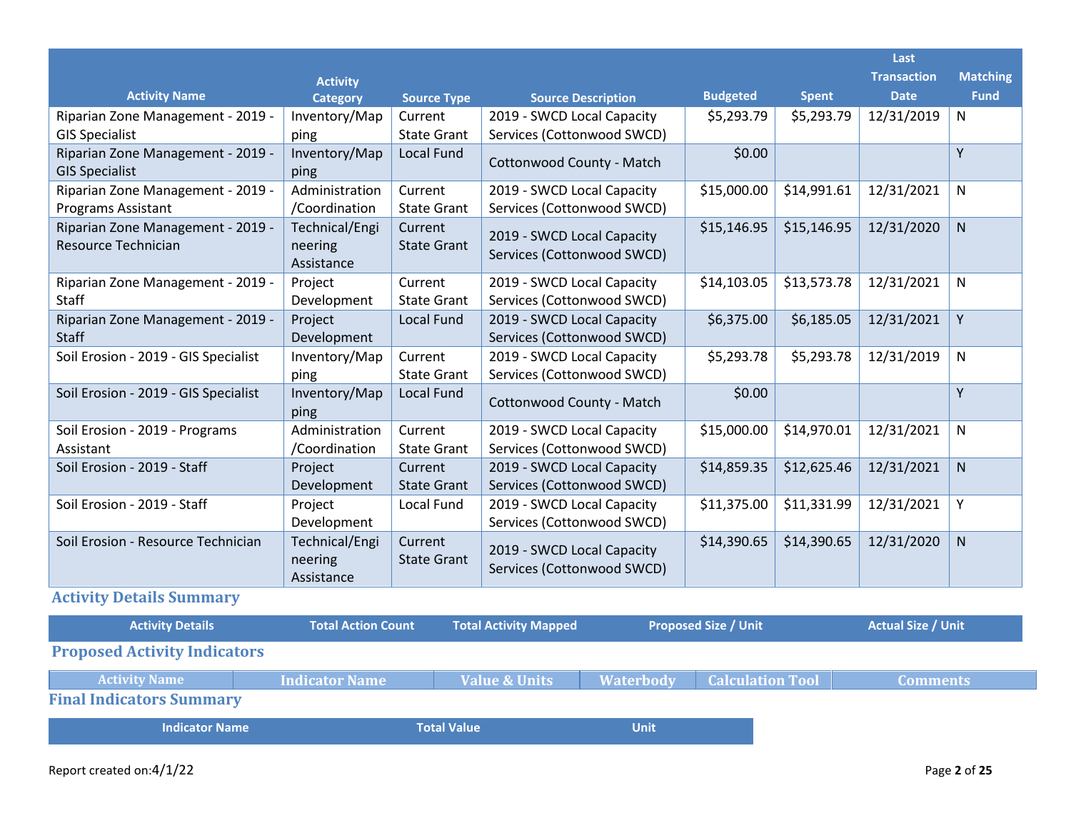| Activity Name | Activity Category | Source Type | Source Description | Budgeted | Spent | Last Transaction Date | Matching Fund |
|---|---|---|---|---|---|---|---|
| Riparian Zone Management - 2019 - GIS Specialist | Inventory/Mapping | Current State Grant | 2019 - SWCD Local Capacity Services (Cottonwood SWCD) | $5,293.79 | $5,293.79 | 12/31/2019 | N |
| Riparian Zone Management - 2019 - GIS Specialist | Inventory/Mapping | Local Fund | Cottonwood County - Match | $0.00 | | | Y |
| Riparian Zone Management - 2019 - Programs Assistant | Administration/Coordination | Current State Grant | 2019 - SWCD Local Capacity Services (Cottonwood SWCD) | $15,000.00 | $14,991.61 | 12/31/2021 | N |
| Riparian Zone Management - 2019 - Resource Technician | Technical/Engineering Assistance | Current State Grant | 2019 - SWCD Local Capacity Services (Cottonwood SWCD) | $15,146.95 | $15,146.95 | 12/31/2020 | N |
| Riparian Zone Management - 2019 - Staff | Project Development | Current State Grant | 2019 - SWCD Local Capacity Services (Cottonwood SWCD) | $14,103.05 | $13,573.78 | 12/31/2021 | N |
| Riparian Zone Management - 2019 - Staff | Project Development | Local Fund | 2019 - SWCD Local Capacity Services (Cottonwood SWCD) | $6,375.00 | $6,185.05 | 12/31/2021 | Y |
| Soil Erosion - 2019 - GIS Specialist | Inventory/Mapping | Current State Grant | 2019 - SWCD Local Capacity Services (Cottonwood SWCD) | $5,293.78 | $5,293.78 | 12/31/2019 | N |
| Soil Erosion - 2019 - GIS Specialist | Inventory/Mapping | Local Fund | Cottonwood County - Match | $0.00 | | | Y |
| Soil Erosion - 2019 - Programs Assistant | Administration/Coordination | Current State Grant | 2019 - SWCD Local Capacity Services (Cottonwood SWCD) | $15,000.00 | $14,970.01 | 12/31/2021 | N |
| Soil Erosion - 2019 - Staff | Project Development | Current State Grant | 2019 - SWCD Local Capacity Services (Cottonwood SWCD) | $14,859.35 | $12,625.46 | 12/31/2021 | N |
| Soil Erosion - 2019 - Staff | Project Development | Local Fund | 2019 - SWCD Local Capacity Services (Cottonwood SWCD) | $11,375.00 | $11,331.99 | 12/31/2021 | Y |
| Soil Erosion - Resource Technician | Technical/Engineering Assistance | Current State Grant | 2019 - SWCD Local Capacity Services (Cottonwood SWCD) | $14,390.65 | $14,390.65 | 12/31/2020 | N |

### Activity Details Summary

| Activity Details | Total Action Count | Total Activity Mapped | Proposed Size / Unit | Actual Size / Unit |
|---|---|---|---|---|

### Proposed Activity Indicators

| Activity Name | Indicator Name | Value & Units | Waterbody | Calculation Tool | Comments |
|---|---|---|---|---|---|

### Final Indicators Summary

| Indicator Name | Total Value | Unit |
|---|---|---|

Report created on:4/1/22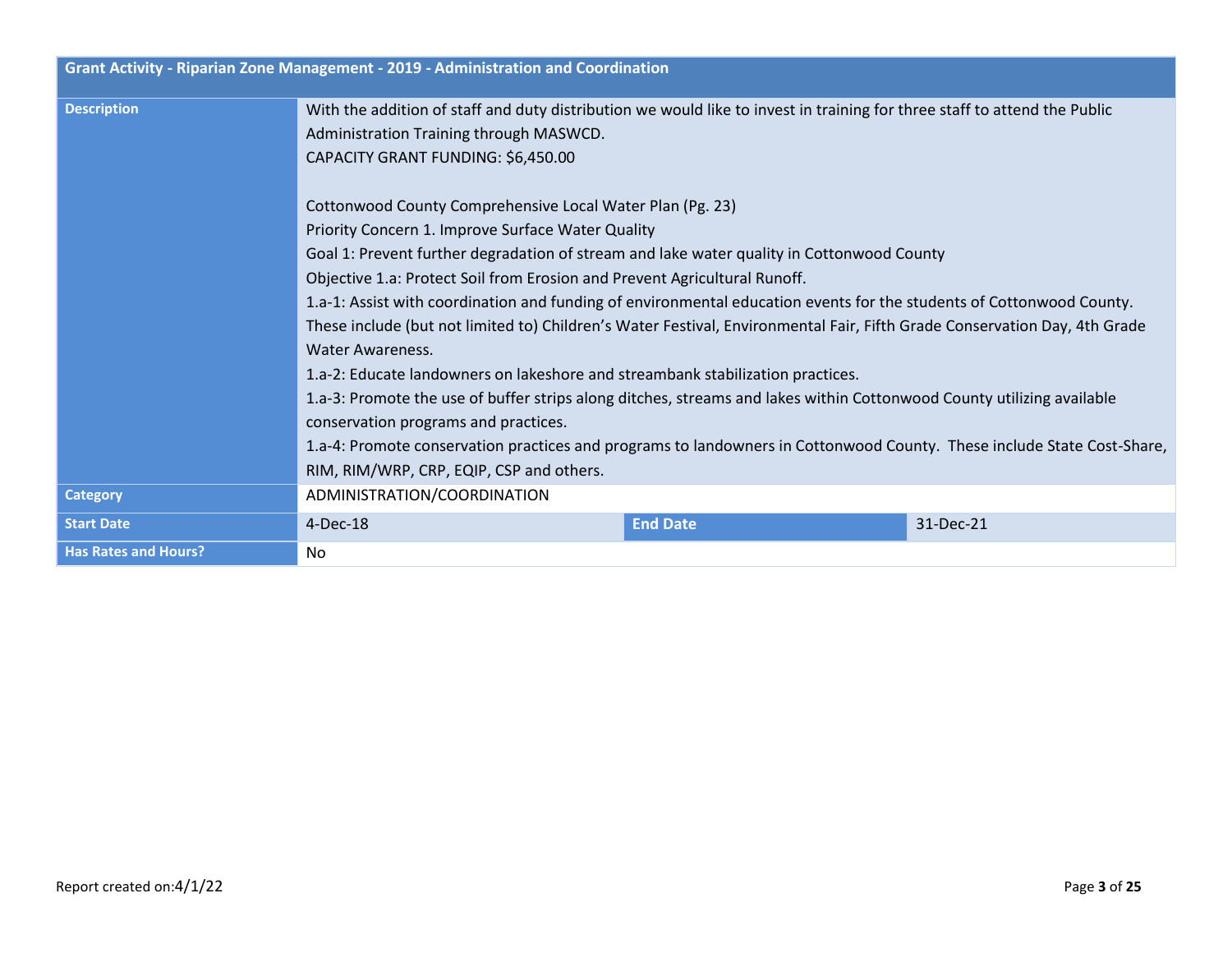| Grant Activity - Riparian Zone Management - 2019 - Administration and Coordination | | | |
|---|---|---|---|
| **Description** | With the addition of staff and duty distribution we would like to invest in training for three staff to attend the Public Administration Training through MASWCD.<br>CAPACITY GRANT FUNDING: $6,450.00<br><br>Cottonwood County Comprehensive Local Water Plan (Pg. 23)<br>Priority Concern 1. Improve Surface Water Quality<br>Goal 1: Prevent further degradation of stream and lake water quality in Cottonwood County<br>Objective 1.a: Protect Soil from Erosion and Prevent Agricultural Runoff.<br>1.a-1: Assist with coordination and funding of environmental education events for the students of Cottonwood County. These include (but not limited to) Children's Water Festival, Environmental Fair, Fifth Grade Conservation Day, 4th Grade Water Awareness.<br>1.a-2: Educate landowners on lakeshore and streambank stabilization practices.<br>1.a-3: Promote the use of buffer strips along ditches, streams and lakes within Cottonwood County utilizing available conservation programs and practices.<br>1.a-4: Promote conservation practices and programs to landowners in Cottonwood County. These include State Cost-Share, RIM, RIM/WRP, CRP, EQIP, CSP and others. | | |
| **Category** | ADMINISTRATION/COORDINATION | | |
| **Start Date** | 4-Dec-18 | **End Date** | 31-Dec-21 |
| **Has Rates and Hours?** | No | | |

Report created on:4/1/22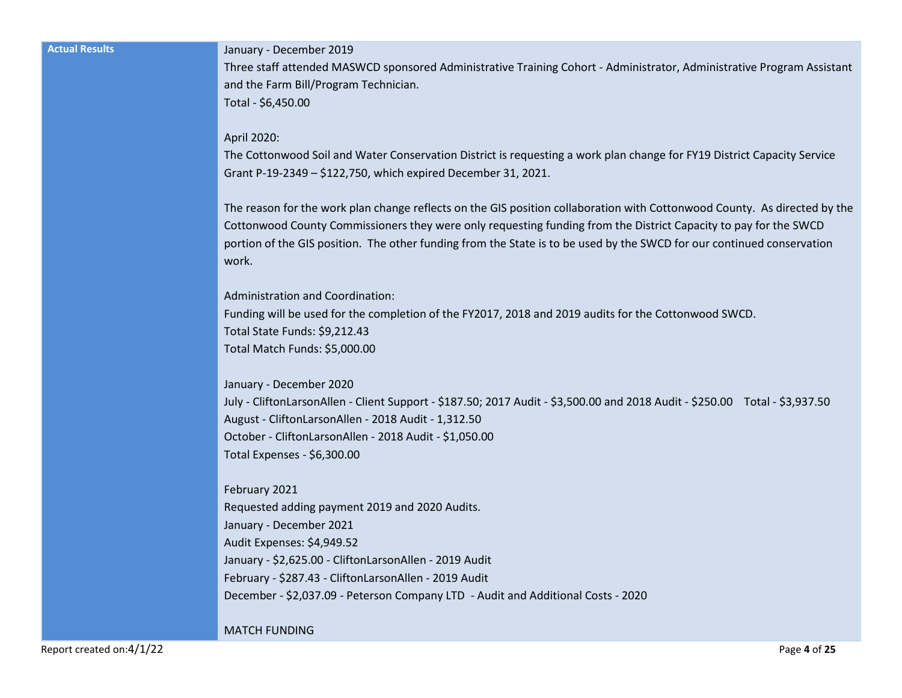| **Actual Results** | January - December 2019<br>Three staff attended MASWCD sponsored Administrative Training Cohort - Administrator, Administrative Program Assistant and the Farm Bill/Program Technician.<br>Total - $6,450.00<br><br>April 2020:<br>The Cottonwood Soil and Water Conservation District is requesting a work plan change for FY19 District Capacity Service Grant P-19-2349 – $122,750, which expired December 31, 2021.<br><br>The reason for the work plan change reflects on the GIS position collaboration with Cottonwood County. As directed by the Cottonwood County Commissioners they were only requesting funding from the District Capacity to pay for the SWCD portion of the GIS position. The other funding from the State is to be used by the SWCD for our continued conservation work.<br><br>Administration and Coordination:<br>Funding will be used for the completion of the FY2017, 2018 and 2019 audits for the Cottonwood SWCD.<br>Total State Funds: $9,212.43<br>Total Match Funds: $5,000.00<br><br>January - December 2020<br>July - CliftonLarsonAllen - Client Support - $187.50; 2017 Audit - $3,500.00 and 2018 Audit - $250.00 Total - $3,937.50<br>August - CliftonLarsonAllen - 2018 Audit - 1,312.50<br>October - CliftonLarsonAllen - 2018 Audit - $1,050.00<br>Total Expenses - $6,300.00<br><br>February 2021<br>Requested adding payment 2019 and 2020 Audits.<br>January - December 2021<br>Audit Expenses: $4,949.52<br>January - $2,625.00 - CliftonLarsonAllen - 2019 Audit<br>February - $287.43 - CliftonLarsonAllen - 2019 Audit<br>December - $2,037.09 - Peterson Company LTD - Audit and Additional Costs - 2020<br><br>MATCH FUNDING |
|---|---|

Report created on:4/1/22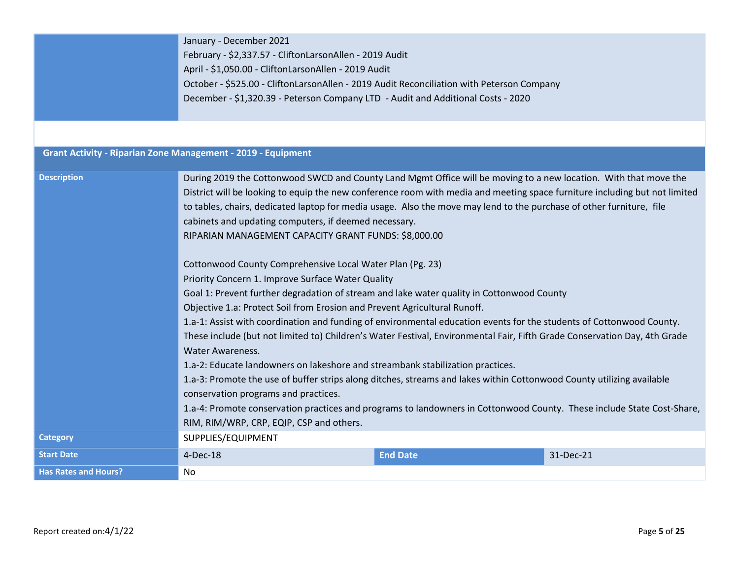| | |
|---|---|
| | January - December 2021<br>February - $2,337.57 - CliftonLarsonAllen - 2019 Audit<br>April - $1,050.00 - CliftonLarsonAllen - 2019 Audit<br>October - $525.00 - CliftonLarsonAllen - 2019 Audit Reconciliation with Peterson Company<br>December - $1,320.39 - Peterson Company LTD - Audit and Additional Costs - 2020 |

## Grant Activity - Riparian Zone Management - 2019 - Equipment

| | | | |
|---|---|---|---|
| **Description** | During 2019 the Cottonwood SWCD and County Land Mgmt Office will be moving to a new location. With that move the District will be looking to equip the new conference room with media and meeting space furniture including but not limited to tables, chairs, dedicated laptop for media usage. Also the move may lend to the purchase of other furniture, file cabinets and updating computers, if deemed necessary.<br>RIPARIAN MANAGEMENT CAPACITY GRANT FUNDS: $8,000.00<br><br>Cottonwood County Comprehensive Local Water Plan (Pg. 23)<br>Priority Concern 1. Improve Surface Water Quality<br>Goal 1: Prevent further degradation of stream and lake water quality in Cottonwood County<br>Objective 1.a: Protect Soil from Erosion and Prevent Agricultural Runoff.<br>1.a-1: Assist with coordination and funding of environmental education events for the students of Cottonwood County. These include (but not limited to) Children's Water Festival, Environmental Fair, Fifth Grade Conservation Day, 4th Grade Water Awareness.<br>1.a-2: Educate landowners on lakeshore and streambank stabilization practices.<br>1.a-3: Promote the use of buffer strips along ditches, streams and lakes within Cottonwood County utilizing available conservation programs and practices.<br>1.a-4: Promote conservation practices and programs to landowners in Cottonwood County. These include State Cost-Share, RIM, RIM/WRP, CRP, EQIP, CSP and others. | | |
| **Category** | SUPPLIES/EQUIPMENT | | |
| **Start Date** | 4-Dec-18 | **End Date** | 31-Dec-21 |
| **Has Rates and Hours?** | No | | |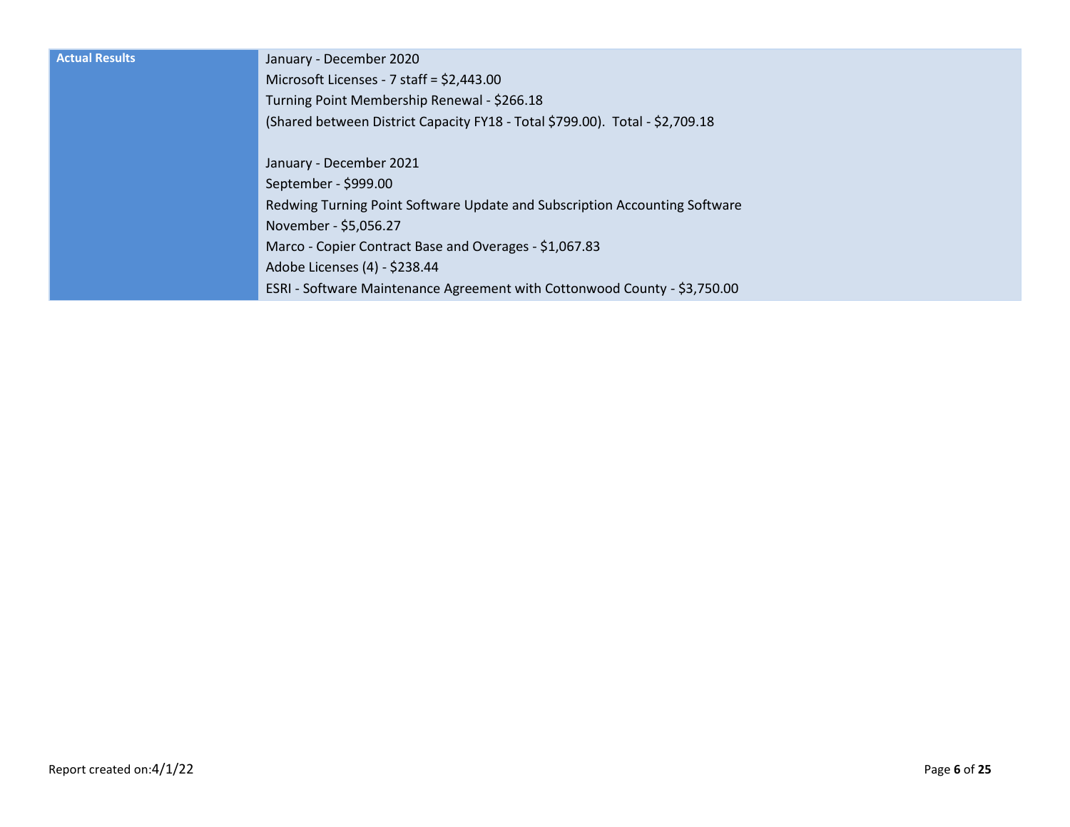| Actual Results | January - December 2020<br>Microsoft Licenses - 7 staff = $2,443.00<br>Turning Point Membership Renewal - $266.18<br>(Shared between District Capacity FY18 - Total $799.00). Total - $2,709.18<br><br>January - December 2021<br>September - $999.00<br>Redwing Turning Point Software Update and Subscription Accounting Software<br>November - $5,056.27<br>Marco - Copier Contract Base and Overages - $1,067.83<br>Adobe Licenses (4) - $238.44<br>ESRI - Software Maintenance Agreement with Cottonwood County - $3,750.00 |
|---|---|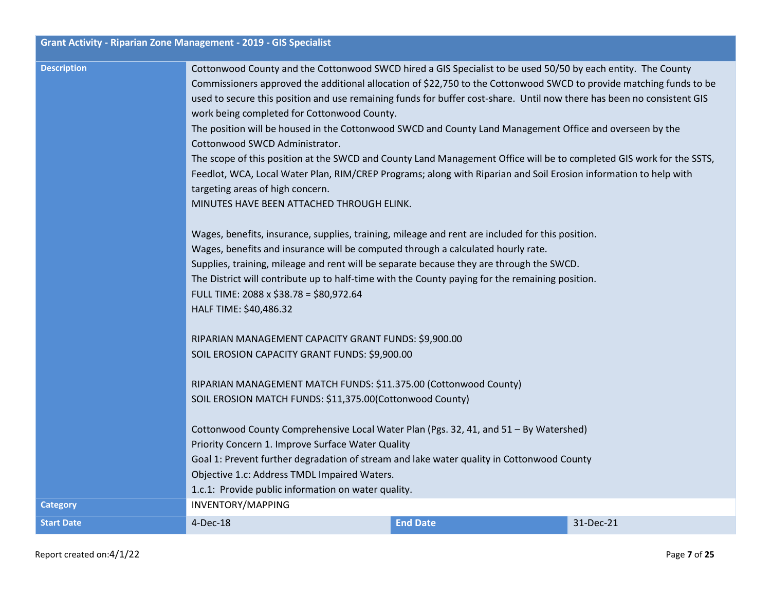| Grant Activity - Riparian Zone Management - 2019 - GIS Specialist | | | |
|---|---|---|---|
| **Description** | Cottonwood County and the Cottonwood SWCD hired a GIS Specialist to be used 50/50 by each entity. The County Commissioners approved the additional allocation of $22,750 to the Cottonwood SWCD to provide matching funds to be used to secure this position and use remaining funds for buffer cost-share. Until now there has been no consistent GIS work being completed for Cottonwood County.<br>The position will be housed in the Cottonwood SWCD and County Land Management Office and overseen by the Cottonwood SWCD Administrator.<br>The scope of this position at the SWCD and County Land Management Office will be to completed GIS work for the SSTS, Feedlot, WCA, Local Water Plan, RIM/CREP Programs; along with Riparian and Soil Erosion information to help with targeting areas of high concern.<br>MINUTES HAVE BEEN ATTACHED THROUGH ELINK.<br><br>Wages, benefits, insurance, supplies, training, mileage and rent are included for this position.<br>Wages, benefits and insurance will be computed through a calculated hourly rate.<br>Supplies, training, mileage and rent will be separate because they are through the SWCD.<br>The District will contribute up to half-time with the County paying for the remaining position.<br>FULL TIME: 2088 x $38.78 = $80,972.64<br>HALF TIME: $40,486.32<br><br>RIPARIAN MANAGEMENT CAPACITY GRANT FUNDS: $9,900.00<br>SOIL EROSION CAPACITY GRANT FUNDS: $9,900.00<br><br>RIPARIAN MANAGEMENT MATCH FUNDS: $11.375.00 (Cottonwood County)<br>SOIL EROSION MATCH FUNDS: $11,375.00(Cottonwood County)<br><br>Cottonwood County Comprehensive Local Water Plan (Pgs. 32, 41, and 51 – By Watershed)<br>Priority Concern 1. Improve Surface Water Quality<br>Goal 1: Prevent further degradation of stream and lake water quality in Cottonwood County<br>Objective 1.c: Address TMDL Impaired Waters.<br>1.c.1: Provide public information on water quality. | | |
| **Category** | INVENTORY/MAPPING | | |
| **Start Date** | 4-Dec-18 | **End Date** | 31-Dec-21 |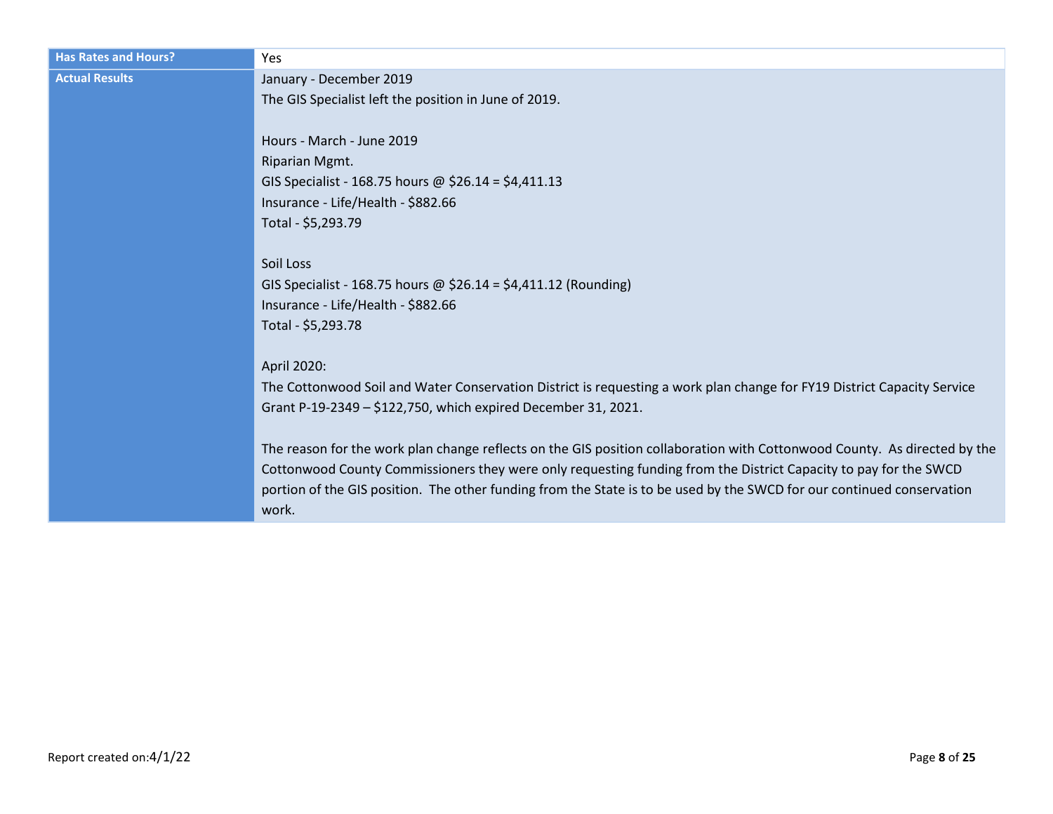| Has Rates and Hours? | Yes |
|---|---|
| Actual Results | January - December 2019<br>The GIS Specialist left the position in June of 2019.<br><br>Hours - March - June 2019<br>Riparian Mgmt.<br>GIS Specialist - 168.75 hours @ $26.14 = $4,411.13<br>Insurance - Life/Health - $882.66<br>Total - $5,293.79<br><br>Soil Loss<br>GIS Specialist - 168.75 hours @ $26.14 = $4,411.12 (Rounding)<br>Insurance - Life/Health - $882.66<br>Total - $5,293.78<br><br>April 2020:<br>The Cottonwood Soil and Water Conservation District is requesting a work plan change for FY19 District Capacity Service Grant P-19-2349 – $122,750, which expired December 31, 2021.<br><br>The reason for the work plan change reflects on the GIS position collaboration with Cottonwood County. As directed by the Cottonwood County Commissioners they were only requesting funding from the District Capacity to pay for the SWCD portion of the GIS position. The other funding from the State is to be used by the SWCD for our continued conservation work. |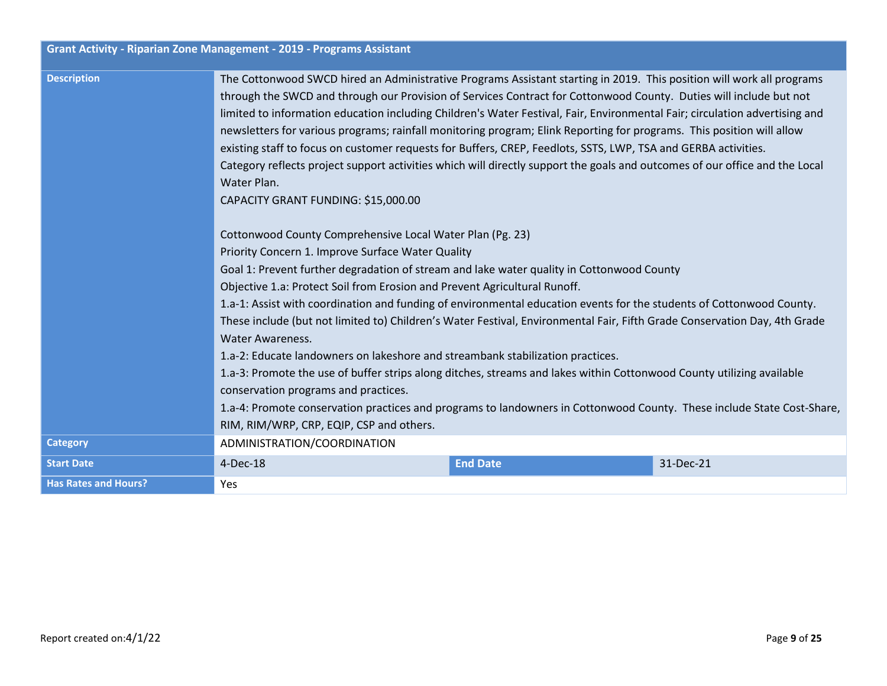| Grant Activity - Riparian Zone Management - 2019 - Programs Assistant | | | |
|---|---|---|---|
| **Description** | The Cottonwood SWCD hired an Administrative Programs Assistant starting in 2019. This position will work all programs through the SWCD and through our Provision of Services Contract for Cottonwood County. Duties will include but not limited to information education including Children's Water Festival, Fair, Environmental Fair; circulation advertising and newsletters for various programs; rainfall monitoring program; Elink Reporting for programs. This position will allow existing staff to focus on customer requests for Buffers, CREP, Feedlots, SSTS, LWP, TSA and GERBA activities.<br>Category reflects project support activities which will directly support the goals and outcomes of our office and the Local Water Plan.<br>CAPACITY GRANT FUNDING: $15,000.00<br><br>Cottonwood County Comprehensive Local Water Plan (Pg. 23)<br>Priority Concern 1. Improve Surface Water Quality<br>Goal 1: Prevent further degradation of stream and lake water quality in Cottonwood County<br>Objective 1.a: Protect Soil from Erosion and Prevent Agricultural Runoff.<br>1.a-1: Assist with coordination and funding of environmental education events for the students of Cottonwood County. These include (but not limited to) Children's Water Festival, Environmental Fair, Fifth Grade Conservation Day, 4th Grade Water Awareness.<br>1.a-2: Educate landowners on lakeshore and streambank stabilization practices.<br>1.a-3: Promote the use of buffer strips along ditches, streams and lakes within Cottonwood County utilizing available conservation programs and practices.<br>1.a-4: Promote conservation practices and programs to landowners in Cottonwood County. These include State Cost-Share, RIM, RIM/WRP, CRP, EQIP, CSP and others. | | |
| **Category** | ADMINISTRATION/COORDINATION | | |
| **Start Date** | 4-Dec-18 | **End Date** | 31-Dec-21 |
| **Has Rates and Hours?** | Yes | | |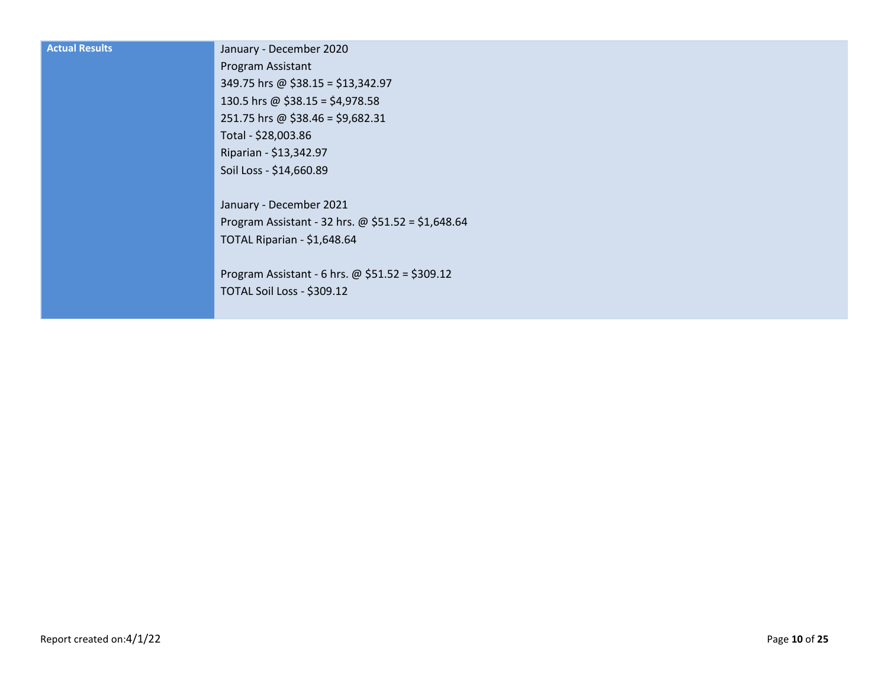| Actual Results | January - December 2020<br>Program Assistant<br>349.75 hrs @ $38.15 = $13,342.97<br>130.5 hrs @ $38.15 = $4,978.58<br>251.75 hrs @ $38.46 = $9,682.31<br>Total - $28,003.86<br>Riparian - $13,342.97<br>Soil Loss - $14,660.89<br><br>January - December 2021<br>Program Assistant - 32 hrs. @ $51.52 = $1,648.64<br>TOTAL Riparian - $1,648.64<br><br>Program Assistant - 6 hrs. @ $51.52 = $309.12<br>TOTAL Soil Loss - $309.12 |
|---|---|

Report created on:4/1/22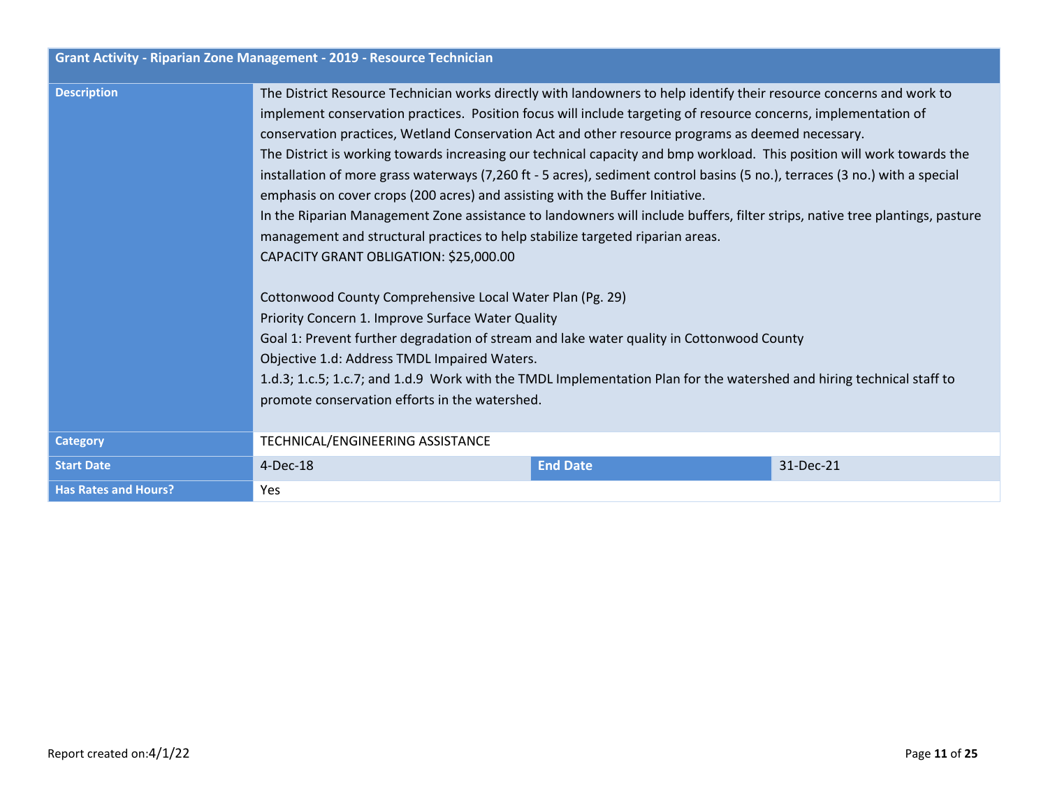| Grant Activity - Riparian Zone Management - 2019 - Resource Technician | | | |
|---|---|---|---|
| **Description** | The District Resource Technician works directly with landowners to help identify their resource concerns and work to implement conservation practices. Position focus will include targeting of resource concerns, implementation of conservation practices, Wetland Conservation Act and other resource programs as deemed necessary.<br>The District is working towards increasing our technical capacity and bmp workload. This position will work towards the installation of more grass waterways (7,260 ft - 5 acres), sediment control basins (5 no.), terraces (3 no.) with a special emphasis on cover crops (200 acres) and assisting with the Buffer Initiative.<br>In the Riparian Management Zone assistance to landowners will include buffers, filter strips, native tree plantings, pasture management and structural practices to help stabilize targeted riparian areas.<br>CAPACITY GRANT OBLIGATION: $25,000.00<br><br>Cottonwood County Comprehensive Local Water Plan (Pg. 29)<br>Priority Concern 1. Improve Surface Water Quality<br>Goal 1: Prevent further degradation of stream and lake water quality in Cottonwood County<br>Objective 1.d: Address TMDL Impaired Waters.<br>1.d.3; 1.c.5; 1.c.7; and 1.d.9 Work with the TMDL Implementation Plan for the watershed and hiring technical staff to promote conservation efforts in the watershed. | | |
| **Category** | TECHNICAL/ENGINEERING ASSISTANCE | | |
| **Start Date** | 4-Dec-18 | **End Date** | 31-Dec-21 |
| **Has Rates and Hours?** | Yes | | |

Report created on:4/1/22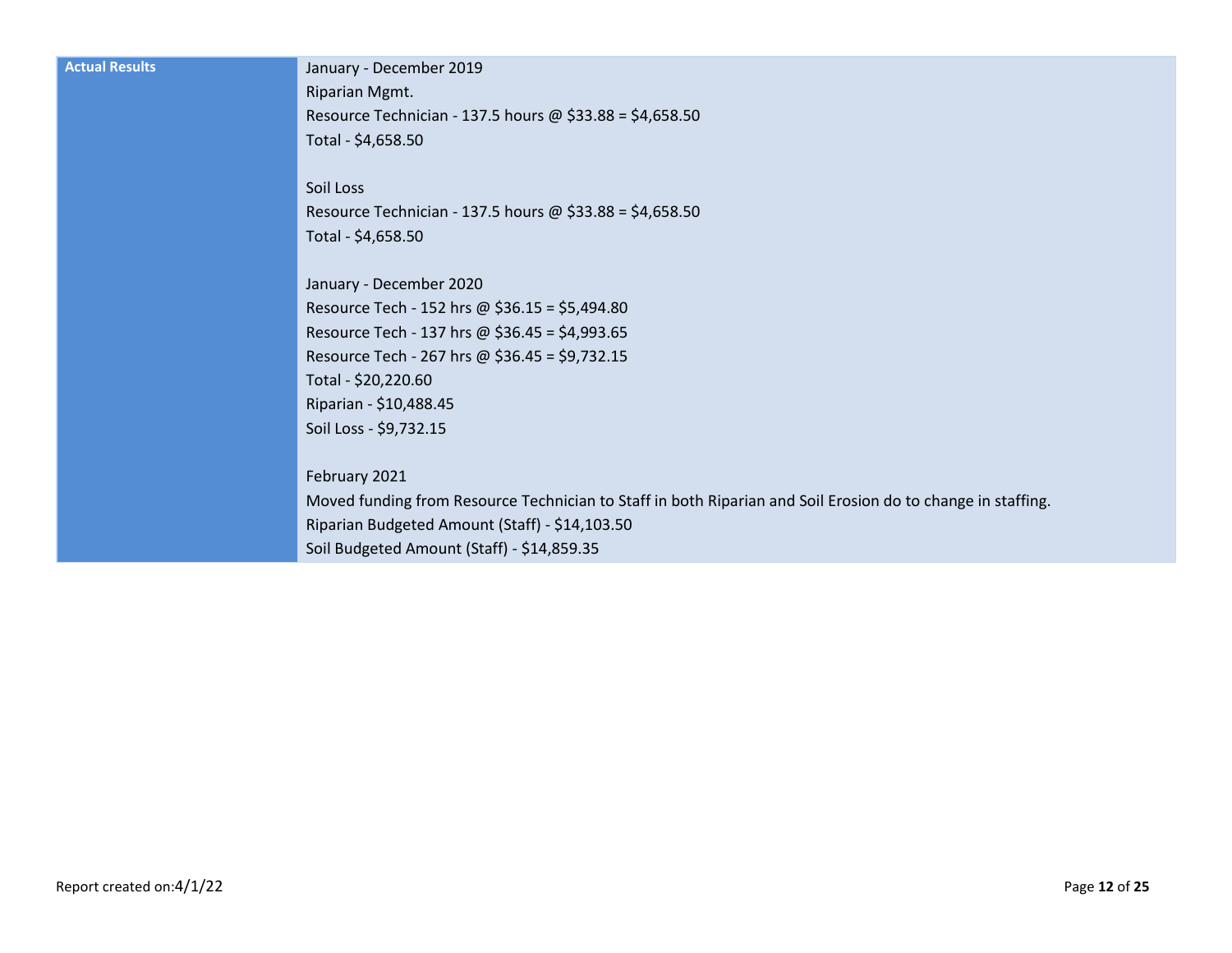| Actual Results | January - December 2019<br>Riparian Mgmt.<br>Resource Technician - 137.5 hours @ $33.88 = $4,658.50<br>Total - $4,658.50<br><br>Soil Loss<br>Resource Technician - 137.5 hours @ $33.88 = $4,658.50<br>Total - $4,658.50<br><br>January - December 2020<br>Resource Tech - 152 hrs @ $36.15 = $5,494.80<br>Resource Tech - 137 hrs @ $36.45 = $4,993.65<br>Resource Tech - 267 hrs @ $36.45 = $9,732.15<br>Total - $20,220.60<br>Riparian - $10,488.45<br>Soil Loss - $9,732.15<br><br>February 2021<br>Moved funding from Resource Technician to Staff in both Riparian and Soil Erosion do to change in staffing.<br>Riparian Budgeted Amount (Staff) - $14,103.50<br>Soil Budgeted Amount (Staff) - $14,859.35 |
|---|---|

Report created on:4/1/22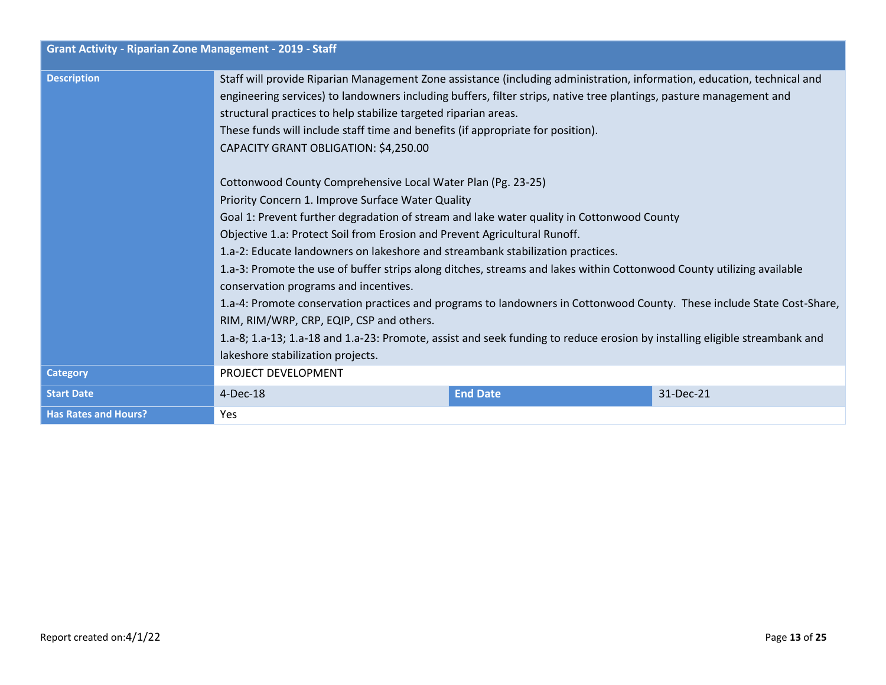| Grant Activity - Riparian Zone Management - 2019 - Staff | | | |
|---|---|---|---|
| **Description** | Staff will provide Riparian Management Zone assistance (including administration, information, education, technical and engineering services) to landowners including buffers, filter strips, native tree plantings, pasture management and structural practices to help stabilize targeted riparian areas.<br>These funds will include staff time and benefits (if appropriate for position).<br>CAPACITY GRANT OBLIGATION: $4,250.00<br><br>Cottonwood County Comprehensive Local Water Plan (Pg. 23-25)<br>Priority Concern 1. Improve Surface Water Quality<br>Goal 1: Prevent further degradation of stream and lake water quality in Cottonwood County<br>Objective 1.a: Protect Soil from Erosion and Prevent Agricultural Runoff.<br>1.a-2: Educate landowners on lakeshore and streambank stabilization practices.<br>1.a-3: Promote the use of buffer strips along ditches, streams and lakes within Cottonwood County utilizing available conservation programs and incentives.<br>1.a-4: Promote conservation practices and programs to landowners in Cottonwood County. These include State Cost-Share, RIM, RIM/WRP, CRP, EQIP, CSP and others.<br>1.a-8; 1.a-13; 1.a-18 and 1.a-23: Promote, assist and seek funding to reduce erosion by installing eligible streambank and lakeshore stabilization projects. | | |
| **Category** | PROJECT DEVELOPMENT | | |
| **Start Date** | 4-Dec-18 | **End Date** | 31-Dec-21 |
| **Has Rates and Hours?** | Yes | | |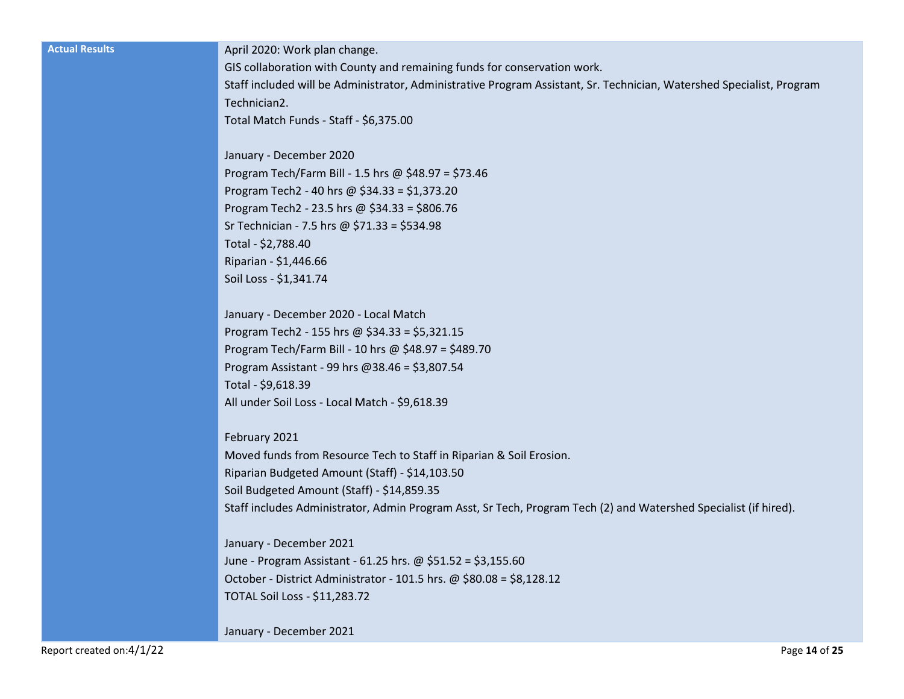| Actual Results | April 2020: Work plan change.<br>GIS collaboration with County and remaining funds for conservation work.<br>Staff included will be Administrator, Administrative Program Assistant, Sr. Technician, Watershed Specialist, Program Technician2.<br>Total Match Funds - Staff - $6,375.00<br><br>January - December 2020<br>Program Tech/Farm Bill - 1.5 hrs @ $48.97 = $73.46<br>Program Tech2 - 40 hrs @ $34.33 = $1,373.20<br>Program Tech2 - 23.5 hrs @ $34.33 = $806.76<br>Sr Technician - 7.5 hrs @ $71.33 = $534.98<br>Total - $2,788.40<br>Riparian - $1,446.66<br>Soil Loss - $1,341.74<br><br>January - December 2020 - Local Match<br>Program Tech2 - 155 hrs @ $34.33 = $5,321.15<br>Program Tech/Farm Bill - 10 hrs @ $48.97 = $489.70<br>Program Assistant - 99 hrs @38.46 = $3,807.54<br>Total - $9,618.39<br>All under Soil Loss - Local Match - $9,618.39<br><br>February 2021<br>Moved funds from Resource Tech to Staff in Riparian & Soil Erosion.<br>Riparian Budgeted Amount (Staff) - $14,103.50<br>Soil Budgeted Amount (Staff) - $14,859.35<br>Staff includes Administrator, Admin Program Asst, Sr Tech, Program Tech (2) and Watershed Specialist (if hired).<br><br>January - December 2021<br>June - Program Assistant - 61.25 hrs. @ $51.52 = $3,155.60<br>October - District Administrator - 101.5 hrs. @ $80.08 = $8,128.12<br>TOTAL Soil Loss - $11,283.72<br><br>January - December 2021 |
|---|---|

Report created on:4/1/22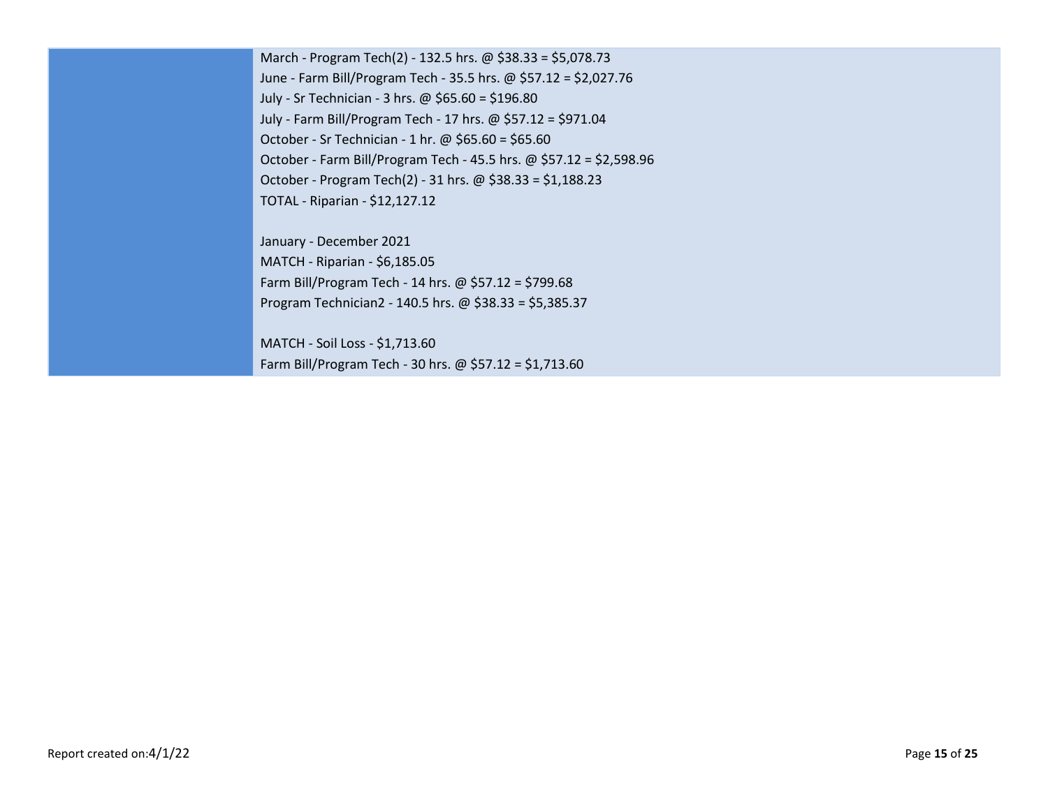| | |
|---|---|
| | March - Program Tech(2) - 132.5 hrs. @ $38.33 = $5,078.73<br>June - Farm Bill/Program Tech - 35.5 hrs. @ $57.12 = $2,027.76<br>July - Sr Technician - 3 hrs. @ $65.60 = $196.80<br>July - Farm Bill/Program Tech - 17 hrs. @ $57.12 = $971.04<br>October - Sr Technician - 1 hr. @ $65.60 = $65.60<br>October - Farm Bill/Program Tech - 45.5 hrs. @ $57.12 = $2,598.96<br>October - Program Tech(2) - 31 hrs. @ $38.33 = $1,188.23<br>TOTAL - Riparian - $12,127.12<br><br>January - December 2021<br>MATCH - Riparian - $6,185.05<br>Farm Bill/Program Tech - 14 hrs. @ $57.12 = $799.68<br>Program Technician2 - 140.5 hrs. @ $38.33 = $5,385.37<br><br>MATCH - Soil Loss - $1,713.60<br>Farm Bill/Program Tech - 30 hrs. @ $57.12 = $1,713.60 |

Report created on:4/1/22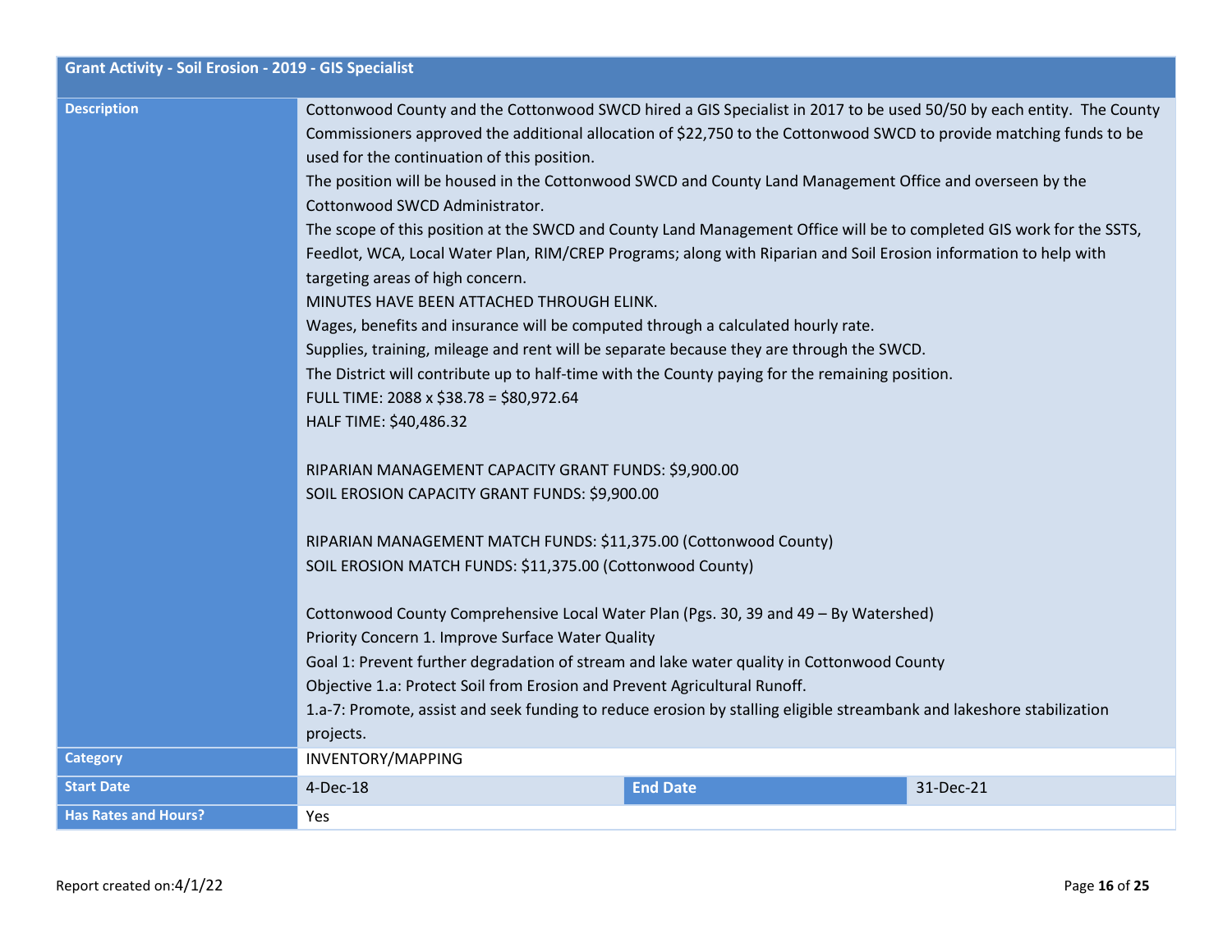| Grant Activity - Soil Erosion - 2019 - GIS Specialist | | | |
|---|---|---|---|
| **Description** | Cottonwood County and the Cottonwood SWCD hired a GIS Specialist in 2017 to be used 50/50 by each entity. The County Commissioners approved the additional allocation of $22,750 to the Cottonwood SWCD to provide matching funds to be used for the continuation of this position.<br>The position will be housed in the Cottonwood SWCD and County Land Management Office and overseen by the Cottonwood SWCD Administrator.<br>The scope of this position at the SWCD and County Land Management Office will be to completed GIS work for the SSTS, Feedlot, WCA, Local Water Plan, RIM/CREP Programs; along with Riparian and Soil Erosion information to help with targeting areas of high concern.<br>MINUTES HAVE BEEN ATTACHED THROUGH ELINK.<br>Wages, benefits and insurance will be computed through a calculated hourly rate.<br>Supplies, training, mileage and rent will be separate because they are through the SWCD.<br>The District will contribute up to half-time with the County paying for the remaining position.<br>FULL TIME: 2088 x $38.78 = $80,972.64<br>HALF TIME: $40,486.32<br><br>RIPARIAN MANAGEMENT CAPACITY GRANT FUNDS: $9,900.00<br>SOIL EROSION CAPACITY GRANT FUNDS: $9,900.00<br><br>RIPARIAN MANAGEMENT MATCH FUNDS: $11,375.00 (Cottonwood County)<br>SOIL EROSION MATCH FUNDS: $11,375.00 (Cottonwood County)<br><br>Cottonwood County Comprehensive Local Water Plan (Pgs. 30, 39 and 49 – By Watershed)<br>Priority Concern 1. Improve Surface Water Quality<br>Goal 1: Prevent further degradation of stream and lake water quality in Cottonwood County<br>Objective 1.a: Protect Soil from Erosion and Prevent Agricultural Runoff.<br>1.a-7: Promote, assist and seek funding to reduce erosion by stalling eligible streambank and lakeshore stabilization projects. | | |
| **Category** | INVENTORY/MAPPING | | |
| **Start Date** | 4-Dec-18 | **End Date** | 31-Dec-21 |
| **Has Rates and Hours?** | Yes | | |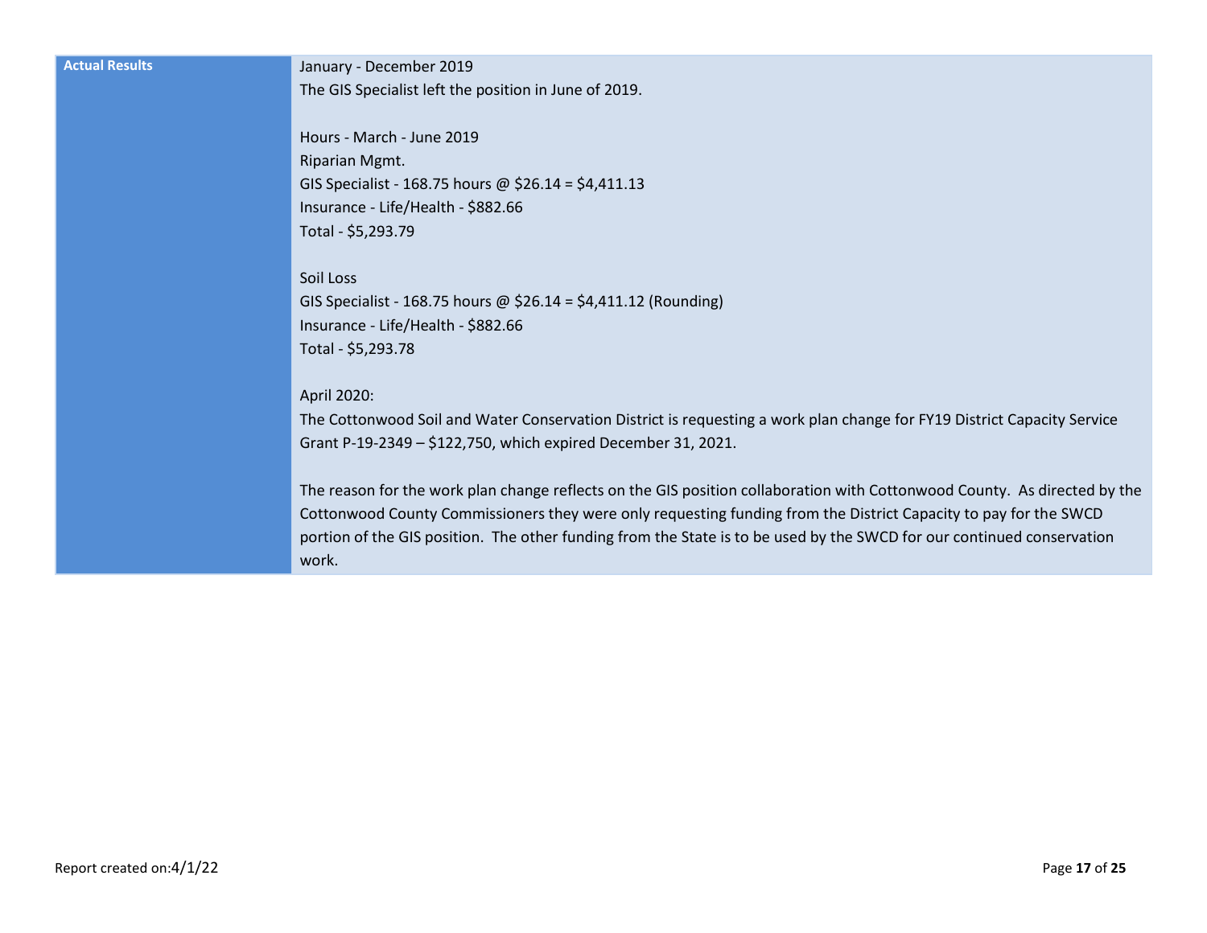| Actual Results | January - December 2019<br>The GIS Specialist left the position in June of 2019.<br><br>Hours - March - June 2019<br>Riparian Mgmt.<br>GIS Specialist - 168.75 hours @ $26.14 = $4,411.13<br>Insurance - Life/Health - $882.66<br>Total - $5,293.79<br><br>Soil Loss<br>GIS Specialist - 168.75 hours @ $26.14 = $4,411.12 (Rounding)<br>Insurance - Life/Health - $882.66<br>Total - $5,293.78<br><br>April 2020:<br>The Cottonwood Soil and Water Conservation District is requesting a work plan change for FY19 District Capacity Service Grant P-19-2349 – $122,750, which expired December 31, 2021.<br><br>The reason for the work plan change reflects on the GIS position collaboration with Cottonwood County. As directed by the Cottonwood County Commissioners they were only requesting funding from the District Capacity to pay for the SWCD portion of the GIS position. The other funding from the State is to be used by the SWCD for our continued conservation work. |
|---|---|

Report created on:4/1/22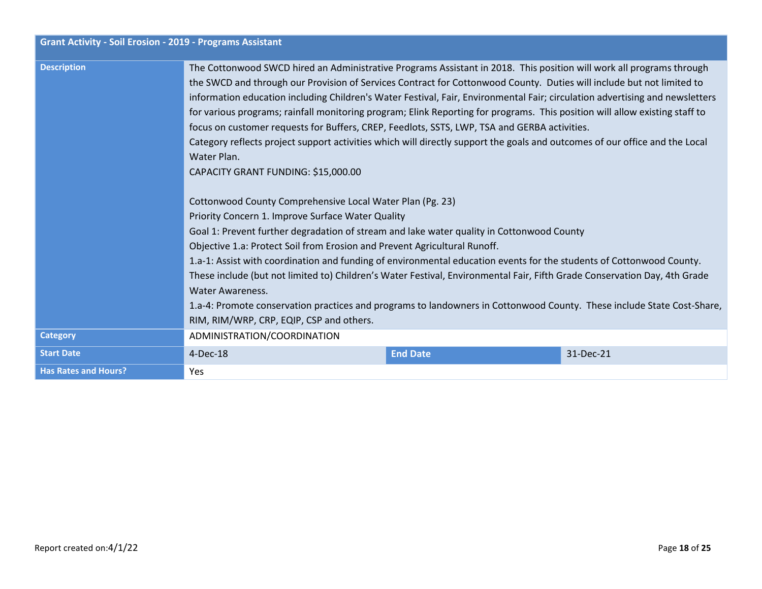| Grant Activity - Soil Erosion - 2019 - Programs Assistant | | | |
|---|---|---|---|
| **Description** | The Cottonwood SWCD hired an Administrative Programs Assistant in 2018. This position will work all programs through the SWCD and through our Provision of Services Contract for Cottonwood County. Duties will include but not limited to information education including Children's Water Festival, Fair, Environmental Fair; circulation advertising and newsletters for various programs; rainfall monitoring program; Elink Reporting for programs. This position will allow existing staff to focus on customer requests for Buffers, CREP, Feedlots, SSTS, LWP, TSA and GERBA activities.<br>Category reflects project support activities which will directly support the goals and outcomes of our office and the Local Water Plan.<br>CAPACITY GRANT FUNDING: $15,000.00<br><br>Cottonwood County Comprehensive Local Water Plan (Pg. 23)<br>Priority Concern 1. Improve Surface Water Quality<br>Goal 1: Prevent further degradation of stream and lake water quality in Cottonwood County<br>Objective 1.a: Protect Soil from Erosion and Prevent Agricultural Runoff.<br>1.a-1: Assist with coordination and funding of environmental education events for the students of Cottonwood County. These include (but not limited to) Children's Water Festival, Environmental Fair, Fifth Grade Conservation Day, 4th Grade Water Awareness.<br>1.a-4: Promote conservation practices and programs to landowners in Cottonwood County. These include State Cost-Share, RIM, RIM/WRP, CRP, EQIP, CSP and others. | | |
| **Category** | ADMINISTRATION/COORDINATION | | |
| **Start Date** | 4-Dec-18 | **End Date** | 31-Dec-21 |
| **Has Rates and Hours?** | Yes | | |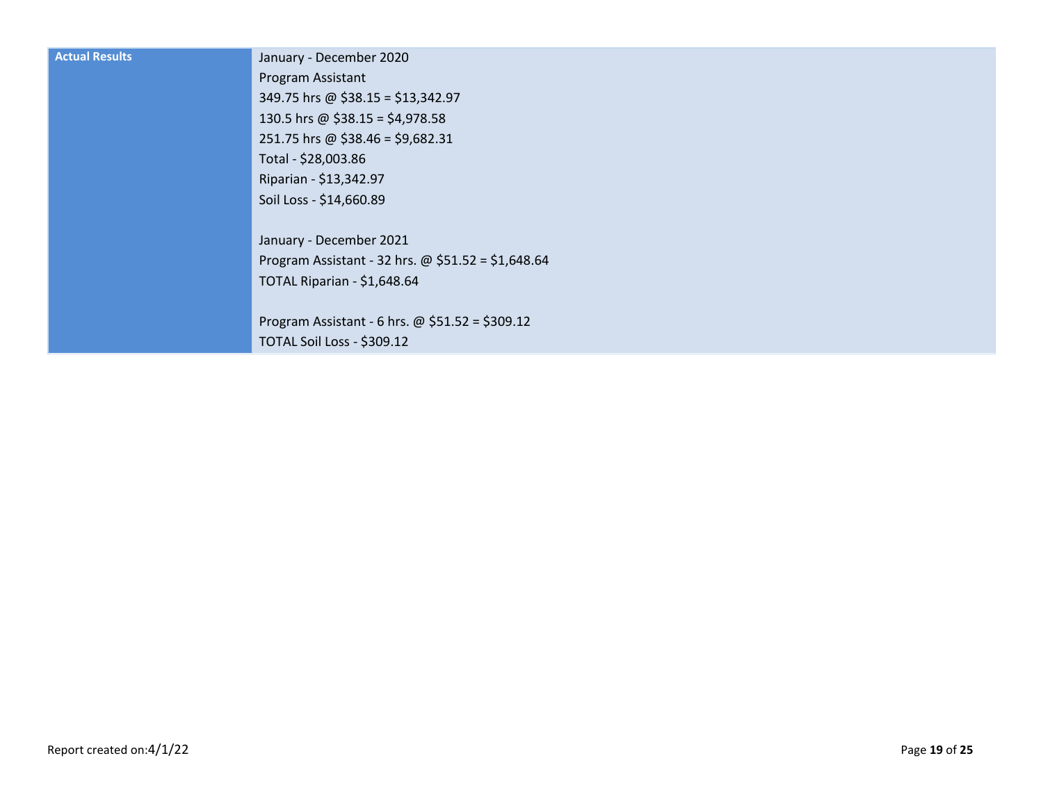| Actual Results | January - December 2020<br>Program Assistant<br>349.75 hrs @ $38.15 = $13,342.97<br>130.5 hrs @ $38.15 = $4,978.58<br>251.75 hrs @ $38.46 = $9,682.31<br>Total - $28,003.86<br>Riparian - $13,342.97<br>Soil Loss - $14,660.89<br><br>January - December 2021<br>Program Assistant - 32 hrs. @ $51.52 = $1,648.64<br>TOTAL Riparian - $1,648.64<br><br>Program Assistant - 6 hrs. @ $51.52 = $309.12<br>TOTAL Soil Loss - $309.12 |
|---|---|

Report created on:4/1/22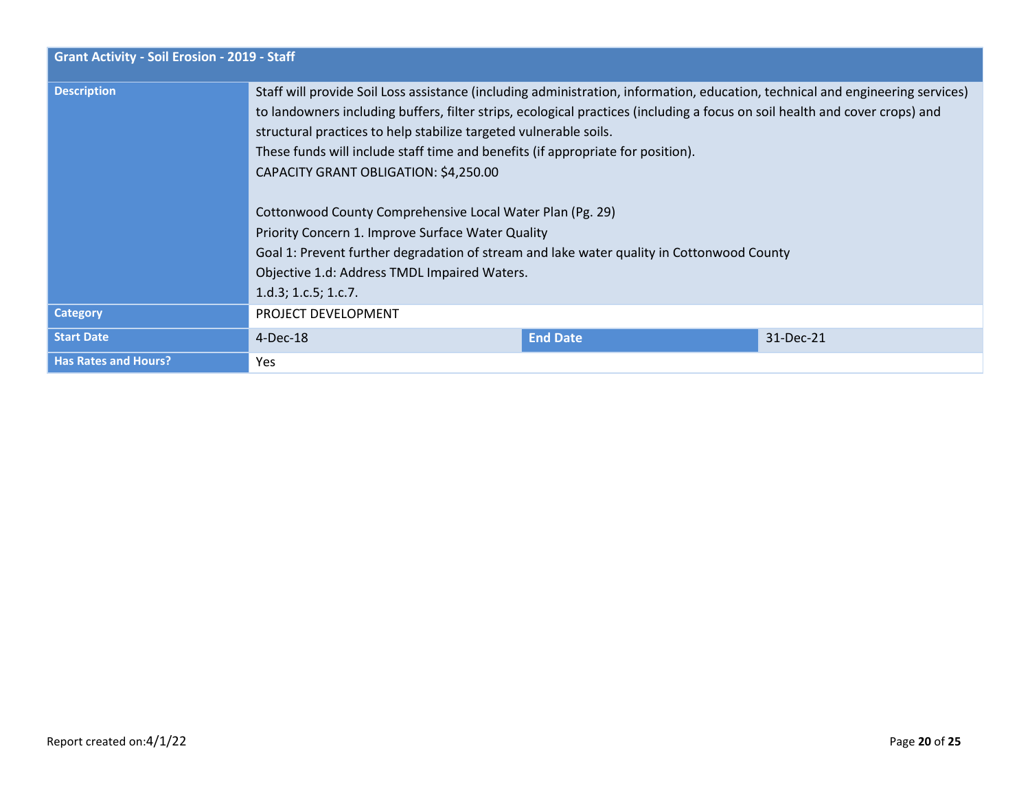| Grant Activity - Soil Erosion - 2019 - Staff | | | |
|---|---|---|---|
| **Description** | Staff will provide Soil Loss assistance (including administration, information, education, technical and engineering services) to landowners including buffers, filter strips, ecological practices (including a focus on soil health and cover crops) and structural practices to help stabilize targeted vulnerable soils.<br>These funds will include staff time and benefits (if appropriate for position).<br>CAPACITY GRANT OBLIGATION: $4,250.00<br><br>Cottonwood County Comprehensive Local Water Plan (Pg. 29)<br>Priority Concern 1. Improve Surface Water Quality<br>Goal 1: Prevent further degradation of stream and lake water quality in Cottonwood County<br>Objective 1.d: Address TMDL Impaired Waters.<br>1.d.3; 1.c.5; 1.c.7. | | |
| **Category** | PROJECT DEVELOPMENT | | |
| **Start Date** | 4-Dec-18 | **End Date** | 31-Dec-21 |
| **Has Rates and Hours?** | Yes | | |

Report created on:4/1/22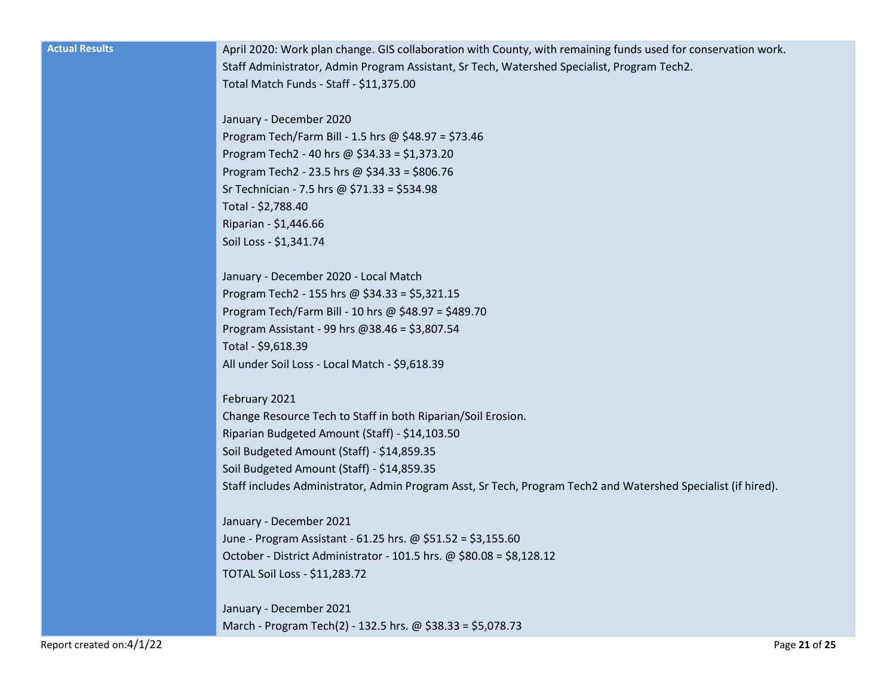| Actual Results | April 2020: Work plan change. GIS collaboration with County, with remaining funds used for conservation work.<br>Staff Administrator, Admin Program Assistant, Sr Tech, Watershed Specialist, Program Tech2.<br>Total Match Funds - Staff - $11,375.00<br><br>January - December 2020<br>Program Tech/Farm Bill - 1.5 hrs @ $48.97 = $73.46<br>Program Tech2 - 40 hrs @ $34.33 = $1,373.20<br>Program Tech2 - 23.5 hrs @ $34.33 = $806.76<br>Sr Technician - 7.5 hrs @ $71.33 = $534.98<br>Total - $2,788.40<br>Riparian - $1,446.66<br>Soil Loss - $1,341.74<br><br>January - December 2020 - Local Match<br>Program Tech2 - 155 hrs @ $34.33 = $5,321.15<br>Program Tech/Farm Bill - 10 hrs @ $48.97 = $489.70<br>Program Assistant - 99 hrs @38.46 = $3,807.54<br>Total - $9,618.39<br>All under Soil Loss - Local Match - $9,618.39<br><br>February 2021<br>Change Resource Tech to Staff in both Riparian/Soil Erosion.<br>Riparian Budgeted Amount (Staff) - $14,103.50<br>Soil Budgeted Amount (Staff) - $14,859.35<br>Soil Budgeted Amount (Staff) - $14,859.35<br>Staff includes Administrator, Admin Program Asst, Sr Tech, Program Tech2 and Watershed Specialist (if hired).<br><br>January - December 2021<br>June - Program Assistant - 61.25 hrs. @ $51.52 = $3,155.60<br>October - District Administrator - 101.5 hrs. @ $80.08 = $8,128.12<br>TOTAL Soil Loss - $11,283.72<br><br>January - December 2021<br>March - Program Tech(2) - 132.5 hrs. @ $38.33 = $5,078.73 |
|---|---|

Report created on:4/1/22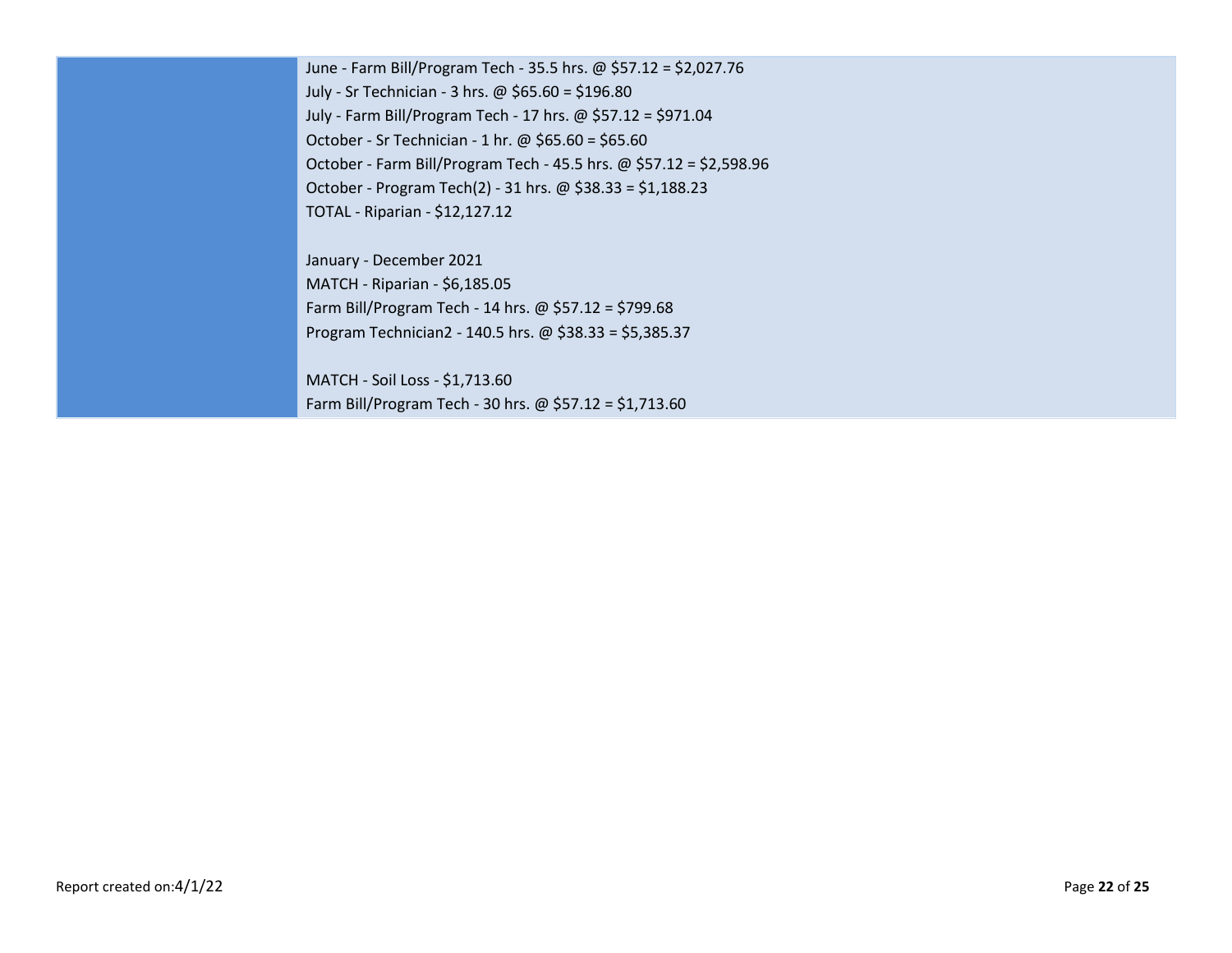| | |
|---|---|
| | June - Farm Bill/Program Tech - 35.5 hrs. @ $57.12 = $2,027.76<br>July - Sr Technician - 3 hrs. @ $65.60 = $196.80<br>July - Farm Bill/Program Tech - 17 hrs. @ $57.12 = $971.04<br>October - Sr Technician - 1 hr. @ $65.60 = $65.60<br>October - Farm Bill/Program Tech - 45.5 hrs. @ $57.12 = $2,598.96<br>October - Program Tech(2) - 31 hrs. @ $38.33 = $1,188.23<br>TOTAL - Riparian - $12,127.12<br><br>January - December 2021<br>MATCH - Riparian - $6,185.05<br>Farm Bill/Program Tech - 14 hrs. @ $57.12 = $799.68<br>Program Technician2 - 140.5 hrs. @ $38.33 = $5,385.37<br><br>MATCH - Soil Loss - $1,713.60<br>Farm Bill/Program Tech - 30 hrs. @ $57.12 = $1,713.60 |

Report created on:4/1/22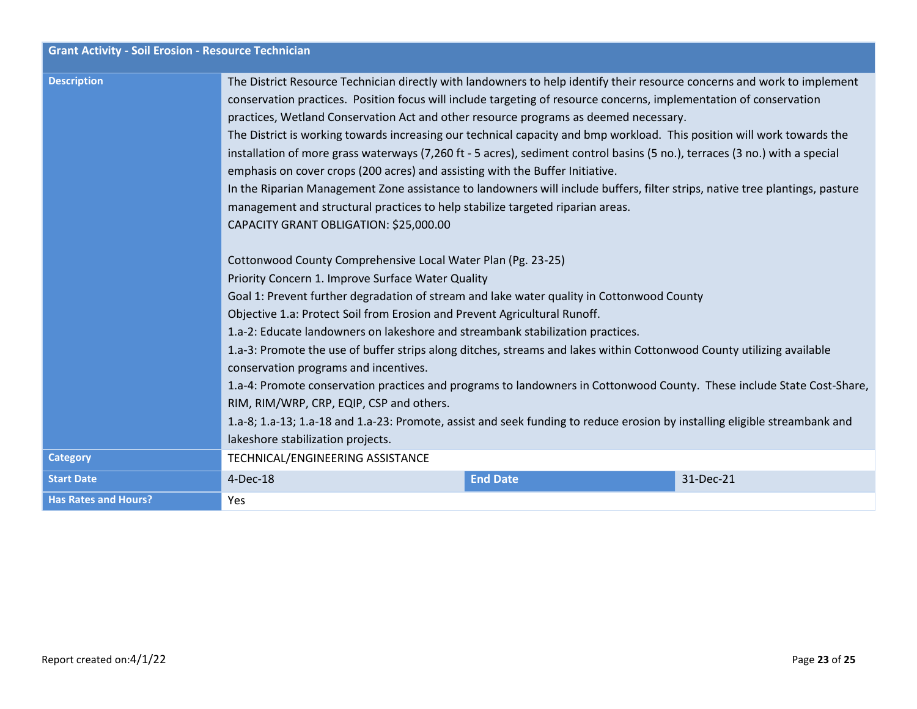| Grant Activity - Soil Erosion - Resource Technician | | | |
|---|---|---|---|
| **Description** | The District Resource Technician directly with landowners to help identify their resource concerns and work to implement conservation practices. Position focus will include targeting of resource concerns, implementation of conservation practices, Wetland Conservation Act and other resource programs as deemed necessary.<br>The District is working towards increasing our technical capacity and bmp workload. This position will work towards the installation of more grass waterways (7,260 ft - 5 acres), sediment control basins (5 no.), terraces (3 no.) with a special emphasis on cover crops (200 acres) and assisting with the Buffer Initiative.<br>In the Riparian Management Zone assistance to landowners will include buffers, filter strips, native tree plantings, pasture management and structural practices to help stabilize targeted riparian areas.<br>CAPACITY GRANT OBLIGATION: $25,000.00<br><br>Cottonwood County Comprehensive Local Water Plan (Pg. 23-25)<br>Priority Concern 1. Improve Surface Water Quality<br>Goal 1: Prevent further degradation of stream and lake water quality in Cottonwood County<br>Objective 1.a: Protect Soil from Erosion and Prevent Agricultural Runoff.<br>1.a-2: Educate landowners on lakeshore and streambank stabilization practices.<br>1.a-3: Promote the use of buffer strips along ditches, streams and lakes within Cottonwood County utilizing available conservation programs and incentives.<br>1.a-4: Promote conservation practices and programs to landowners in Cottonwood County. These include State Cost-Share, RIM, RIM/WRP, CRP, EQIP, CSP and others.<br>1.a-8; 1.a-13; 1.a-18 and 1.a-23: Promote, assist and seek funding to reduce erosion by installing eligible streambank and lakeshore stabilization projects. | | |
| **Category** | TECHNICAL/ENGINEERING ASSISTANCE | | |
| **Start Date** | 4-Dec-18 | **End Date** | 31-Dec-21 |
| **Has Rates and Hours?** | Yes | | |

Report created on:4/1/22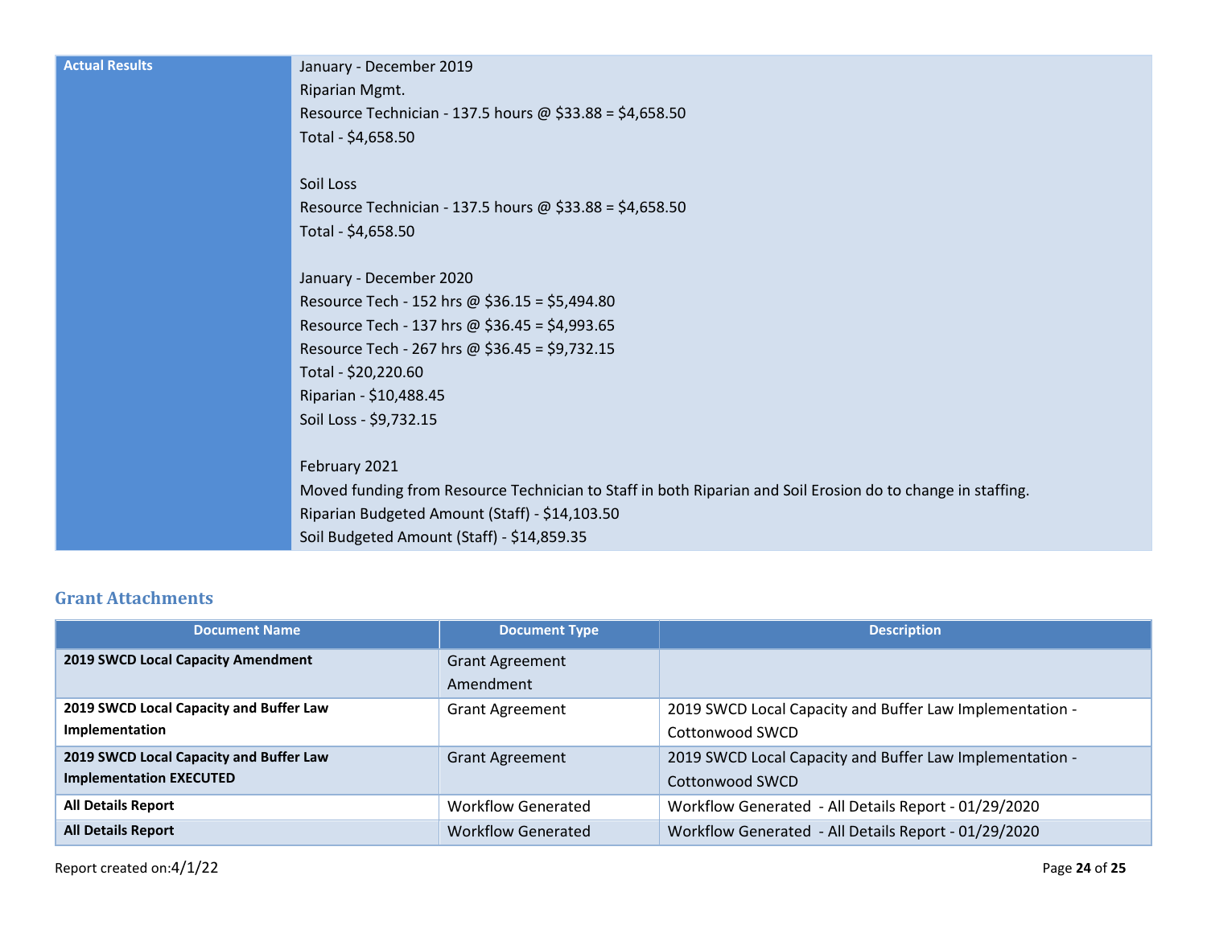| Actual Results | January - December 2019<br>Riparian Mgmt.<br>Resource Technician - 137.5 hours @ $33.88 = $4,658.50<br>Total - $4,658.50<br><br>Soil Loss<br>Resource Technician - 137.5 hours @ $33.88 = $4,658.50<br>Total - $4,658.50<br><br>January - December 2020<br>Resource Tech - 152 hrs @ $36.15 = $5,494.80<br>Resource Tech - 137 hrs @ $36.45 = $4,993.65<br>Resource Tech - 267 hrs @ $36.45 = $9,732.15<br>Total - $20,220.60<br>Riparian - $10,488.45<br>Soil Loss - $9,732.15<br><br>February 2021<br>Moved funding from Resource Technician to Staff in both Riparian and Soil Erosion do to change in staffing.<br>Riparian Budgeted Amount (Staff) - $14,103.50<br>Soil Budgeted Amount (Staff) - $14,859.35 |
|---|---|

## Grant Attachments

| Document Name | Document Type | Description |
|---|---|---|
| **2019 SWCD Local Capacity Amendment** | Grant Agreement Amendment | |
| **2019 SWCD Local Capacity and Buffer Law Implementation** | Grant Agreement | 2019 SWCD Local Capacity and Buffer Law Implementation - Cottonwood SWCD |
| **2019 SWCD Local Capacity and Buffer Law Implementation EXECUTED** | Grant Agreement | 2019 SWCD Local Capacity and Buffer Law Implementation - Cottonwood SWCD |
| **All Details Report** | Workflow Generated | Workflow Generated - All Details Report - 01/29/2020 |
| **All Details Report** | Workflow Generated | Workflow Generated - All Details Report - 01/29/2020 |

Report created on:4/1/22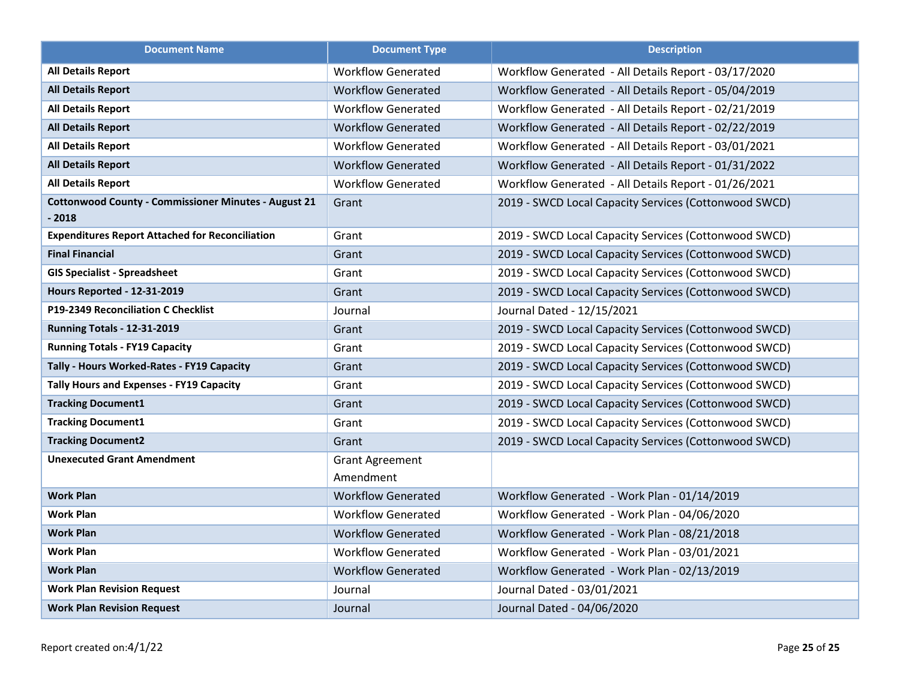| Document Name | Document Type | Description |
| --- | --- | --- |
| **All Details Report** | Workflow Generated | Workflow Generated - All Details Report - 03/17/2020 |
| **All Details Report** | Workflow Generated | Workflow Generated - All Details Report - 05/04/2019 |
| **All Details Report** | Workflow Generated | Workflow Generated - All Details Report - 02/21/2019 |
| **All Details Report** | Workflow Generated | Workflow Generated - All Details Report - 02/22/2019 |
| **All Details Report** | Workflow Generated | Workflow Generated - All Details Report - 03/01/2021 |
| **All Details Report** | Workflow Generated | Workflow Generated - All Details Report - 01/31/2022 |
| **All Details Report** | Workflow Generated | Workflow Generated - All Details Report - 01/26/2021 |
| **Cottonwood County - Commissioner Minutes - August 21 - 2018** | Grant | 2019 - SWCD Local Capacity Services (Cottonwood SWCD) |
| **Expenditures Report Attached for Reconciliation** | Grant | 2019 - SWCD Local Capacity Services (Cottonwood SWCD) |
| **Final Financial** | Grant | 2019 - SWCD Local Capacity Services (Cottonwood SWCD) |
| **GIS Specialist - Spreadsheet** | Grant | 2019 - SWCD Local Capacity Services (Cottonwood SWCD) |
| **Hours Reported - 12-31-2019** | Grant | 2019 - SWCD Local Capacity Services (Cottonwood SWCD) |
| **P19-2349 Reconciliation C Checklist** | Journal | Journal Dated - 12/15/2021 |
| **Running Totals - 12-31-2019** | Grant | 2019 - SWCD Local Capacity Services (Cottonwood SWCD) |
| **Running Totals - FY19 Capacity** | Grant | 2019 - SWCD Local Capacity Services (Cottonwood SWCD) |
| **Tally - Hours Worked-Rates - FY19 Capacity** | Grant | 2019 - SWCD Local Capacity Services (Cottonwood SWCD) |
| **Tally Hours and Expenses - FY19 Capacity** | Grant | 2019 - SWCD Local Capacity Services (Cottonwood SWCD) |
| **Tracking Document1** | Grant | 2019 - SWCD Local Capacity Services (Cottonwood SWCD) |
| **Tracking Document1** | Grant | 2019 - SWCD Local Capacity Services (Cottonwood SWCD) |
| **Tracking Document2** | Grant | 2019 - SWCD Local Capacity Services (Cottonwood SWCD) |
| **Unexecuted Grant Amendment** | Grant Agreement Amendment | |
| **Work Plan** | Workflow Generated | Workflow Generated - Work Plan - 01/14/2019 |
| **Work Plan** | Workflow Generated | Workflow Generated - Work Plan - 04/06/2020 |
| **Work Plan** | Workflow Generated | Workflow Generated - Work Plan - 08/21/2018 |
| **Work Plan** | Workflow Generated | Workflow Generated - Work Plan - 03/01/2021 |
| **Work Plan** | Workflow Generated | Workflow Generated - Work Plan - 02/13/2019 |
| **Work Plan Revision Request** | Journal | Journal Dated - 03/01/2021 |
| **Work Plan Revision Request** | Journal | Journal Dated - 04/06/2020 |

Report created on:4/1/22